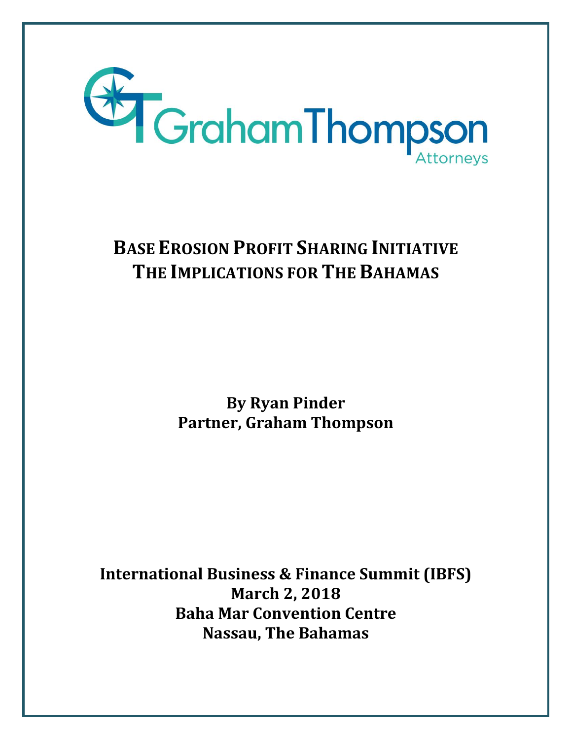Graham Thompson
Attorneys

# BASE EROSION PROFIT SHARING INITIATIVE
# THE IMPLICATIONS FOR THE BAHAMAS

**By Ryan Pinder**
**Partner, Graham Thompson**

**International Business & Finance Summit (IBFS)**
**March 2, 2018**
**Baha Mar Convention Centre**
**Nassau, The Bahamas**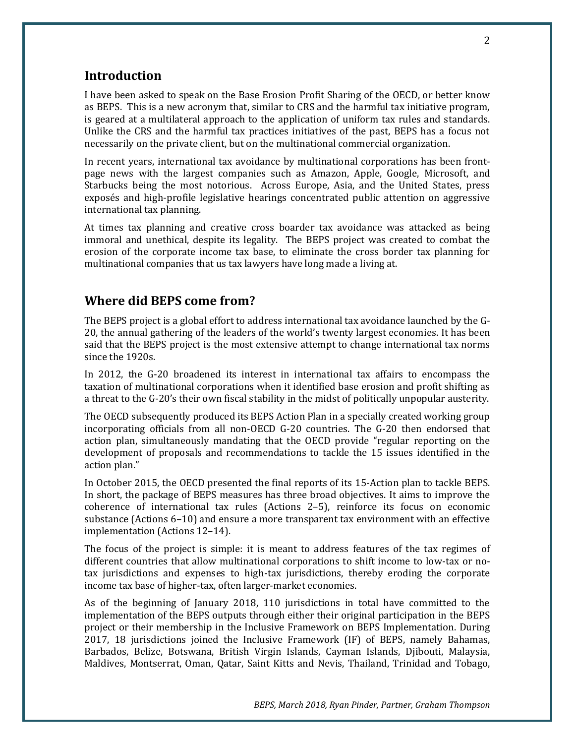## Introduction

I have been asked to speak on the Base Erosion Profit Sharing of the OECD, or better know as BEPS. This is a new acronym that, similar to CRS and the harmful tax initiative program, is geared at a multilateral approach to the application of uniform tax rules and standards. Unlike the CRS and the harmful tax practices initiatives of the past, BEPS has a focus not necessarily on the private client, but on the multinational commercial organization.

In recent years, international tax avoidance by multinational corporations has been front-page news with the largest companies such as Amazon, Apple, Google, Microsoft, and Starbucks being the most notorious. Across Europe, Asia, and the United States, press exposés and high-profile legislative hearings concentrated public attention on aggressive international tax planning.

At times tax planning and creative cross boarder tax avoidance was attacked as being immoral and unethical, despite its legality. The BEPS project was created to combat the erosion of the corporate income tax base, to eliminate the cross border tax planning for multinational companies that us tax lawyers have long made a living at.

## Where did BEPS come from?

The BEPS project is a global effort to address international tax avoidance launched by the G-20, the annual gathering of the leaders of the world's twenty largest economies. It has been said that the BEPS project is the most extensive attempt to change international tax norms since the 1920s.

In 2012, the G-20 broadened its interest in international tax affairs to encompass the taxation of multinational corporations when it identified base erosion and profit shifting as a threat to the G-20's their own fiscal stability in the midst of politically unpopular austerity.

The OECD subsequently produced its BEPS Action Plan in a specially created working group incorporating officials from all non-OECD G-20 countries. The G-20 then endorsed that action plan, simultaneously mandating that the OECD provide "regular reporting on the development of proposals and recommendations to tackle the 15 issues identified in the action plan."

In October 2015, the OECD presented the final reports of its 15-Action plan to tackle BEPS. In short, the package of BEPS measures has three broad objectives. It aims to improve the coherence of international tax rules (Actions 2–5), reinforce its focus on economic substance (Actions 6–10) and ensure a more transparent tax environment with an effective implementation (Actions 12–14).

The focus of the project is simple: it is meant to address features of the tax regimes of different countries that allow multinational corporations to shift income to low-tax or no-tax jurisdictions and expenses to high-tax jurisdictions, thereby eroding the corporate income tax base of higher-tax, often larger-market economies.

As of the beginning of January 2018, 110 jurisdictions in total have committed to the implementation of the BEPS outputs through either their original participation in the BEPS project or their membership in the Inclusive Framework on BEPS Implementation. During 2017, 18 jurisdictions joined the Inclusive Framework (IF) of BEPS, namely Bahamas, Barbados, Belize, Botswana, British Virgin Islands, Cayman Islands, Djibouti, Malaysia, Maldives, Montserrat, Oman, Qatar, Saint Kitts and Nevis, Thailand, Trinidad and Tobago,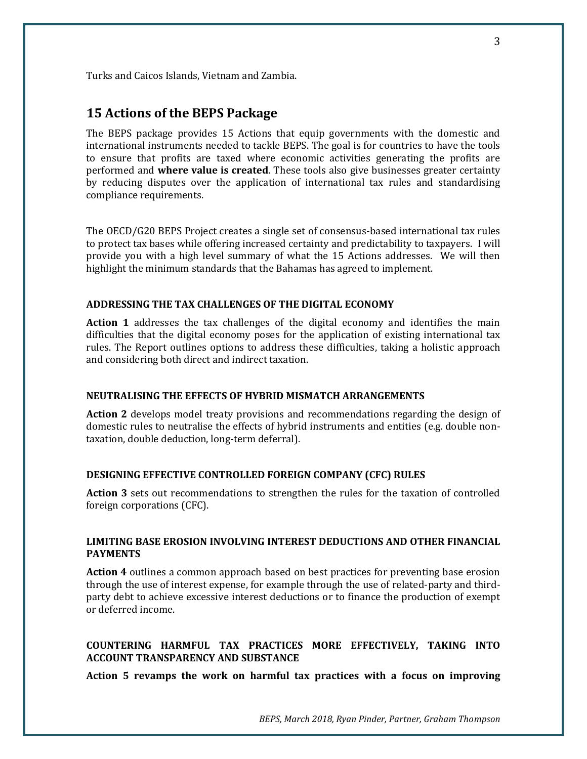Turks and Caicos Islands, Vietnam and Zambia.

## 15 Actions of the BEPS Package

The BEPS package provides 15 Actions that equip governments with the domestic and international instruments needed to tackle BEPS. The goal is for countries to have the tools to ensure that profits are taxed where economic activities generating the profits are performed and **where value is created**. These tools also give businesses greater certainty by reducing disputes over the application of international tax rules and standardising compliance requirements.

The OECD/G20 BEPS Project creates a single set of consensus-based international tax rules to protect tax bases while offering increased certainty and predictability to taxpayers. I will provide you with a high level summary of what the 15 Actions addresses. We will then highlight the minimum standards that the Bahamas has agreed to implement.

#### ADDRESSING THE TAX CHALLENGES OF THE DIGITAL ECONOMY

**Action 1** addresses the tax challenges of the digital economy and identifies the main difficulties that the digital economy poses for the application of existing international tax rules. The Report outlines options to address these difficulties, taking a holistic approach and considering both direct and indirect taxation.

#### NEUTRALISING THE EFFECTS OF HYBRID MISMATCH ARRANGEMENTS

**Action 2** develops model treaty provisions and recommendations regarding the design of domestic rules to neutralise the effects of hybrid instruments and entities (e.g. double non-taxation, double deduction, long-term deferral).

#### DESIGNING EFFECTIVE CONTROLLED FOREIGN COMPANY (CFC) RULES

**Action 3** sets out recommendations to strengthen the rules for the taxation of controlled foreign corporations (CFC).

#### LIMITING BASE EROSION INVOLVING INTEREST DEDUCTIONS AND OTHER FINANCIAL PAYMENTS

**Action 4** outlines a common approach based on best practices for preventing base erosion through the use of interest expense, for example through the use of related-party and third-party debt to achieve excessive interest deductions or to finance the production of exempt or deferred income.

#### COUNTERING HARMFUL TAX PRACTICES MORE EFFECTIVELY, TAKING INTO ACCOUNT TRANSPARENCY AND SUBSTANCE

**Action 5 revamps the work on harmful tax practices with a focus on improving**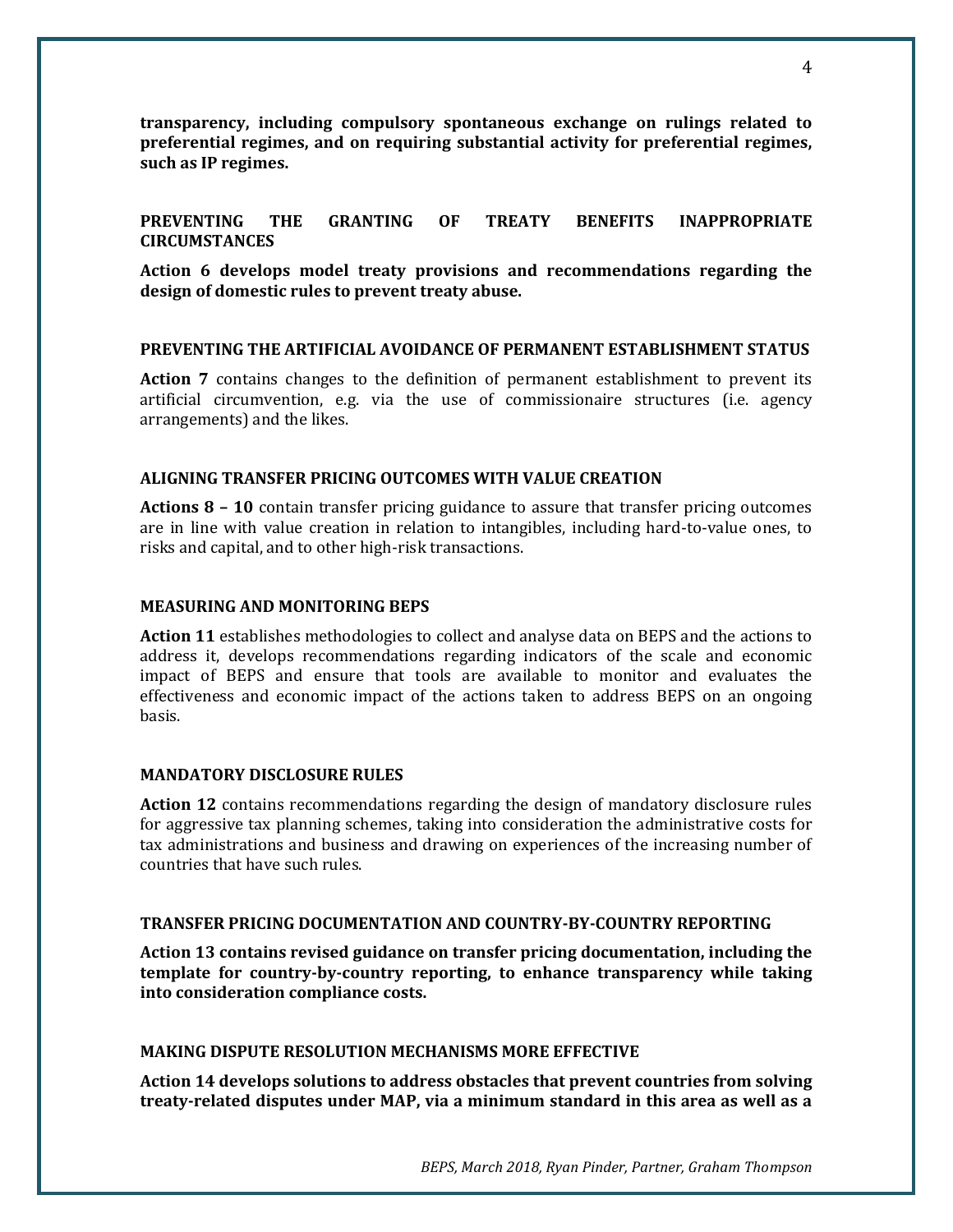**transparency, including compulsory spontaneous exchange on rulings related to preferential regimes, and on requiring substantial activity for preferential regimes, such as IP regimes.**

### PREVENTING THE GRANTING OF TREATY BENEFITS INAPPROPRIATE CIRCUMSTANCES

**Action 6 develops model treaty provisions and recommendations regarding the design of domestic rules to prevent treaty abuse.**

### PREVENTING THE ARTIFICIAL AVOIDANCE OF PERMANENT ESTABLISHMENT STATUS

**Action 7** contains changes to the definition of permanent establishment to prevent its artificial circumvention, e.g. via the use of commissionaire structures (i.e. agency arrangements) and the likes.

### ALIGNING TRANSFER PRICING OUTCOMES WITH VALUE CREATION

**Actions 8 – 10** contain transfer pricing guidance to assure that transfer pricing outcomes are in line with value creation in relation to intangibles, including hard-to-value ones, to risks and capital, and to other high-risk transactions.

### MEASURING AND MONITORING BEPS

**Action 11** establishes methodologies to collect and analyse data on BEPS and the actions to address it, develops recommendations regarding indicators of the scale and economic impact of BEPS and ensure that tools are available to monitor and evaluates the effectiveness and economic impact of the actions taken to address BEPS on an ongoing basis.

### MANDATORY DISCLOSURE RULES

**Action 12** contains recommendations regarding the design of mandatory disclosure rules for aggressive tax planning schemes, taking into consideration the administrative costs for tax administrations and business and drawing on experiences of the increasing number of countries that have such rules.

### TRANSFER PRICING DOCUMENTATION AND COUNTRY-BY-COUNTRY REPORTING

**Action 13 contains revised guidance on transfer pricing documentation, including the template for country-by-country reporting, to enhance transparency while taking into consideration compliance costs.**

### MAKING DISPUTE RESOLUTION MECHANISMS MORE EFFECTIVE

**Action 14 develops solutions to address obstacles that prevent countries from solving treaty-related disputes under MAP, via a minimum standard in this area as well as a**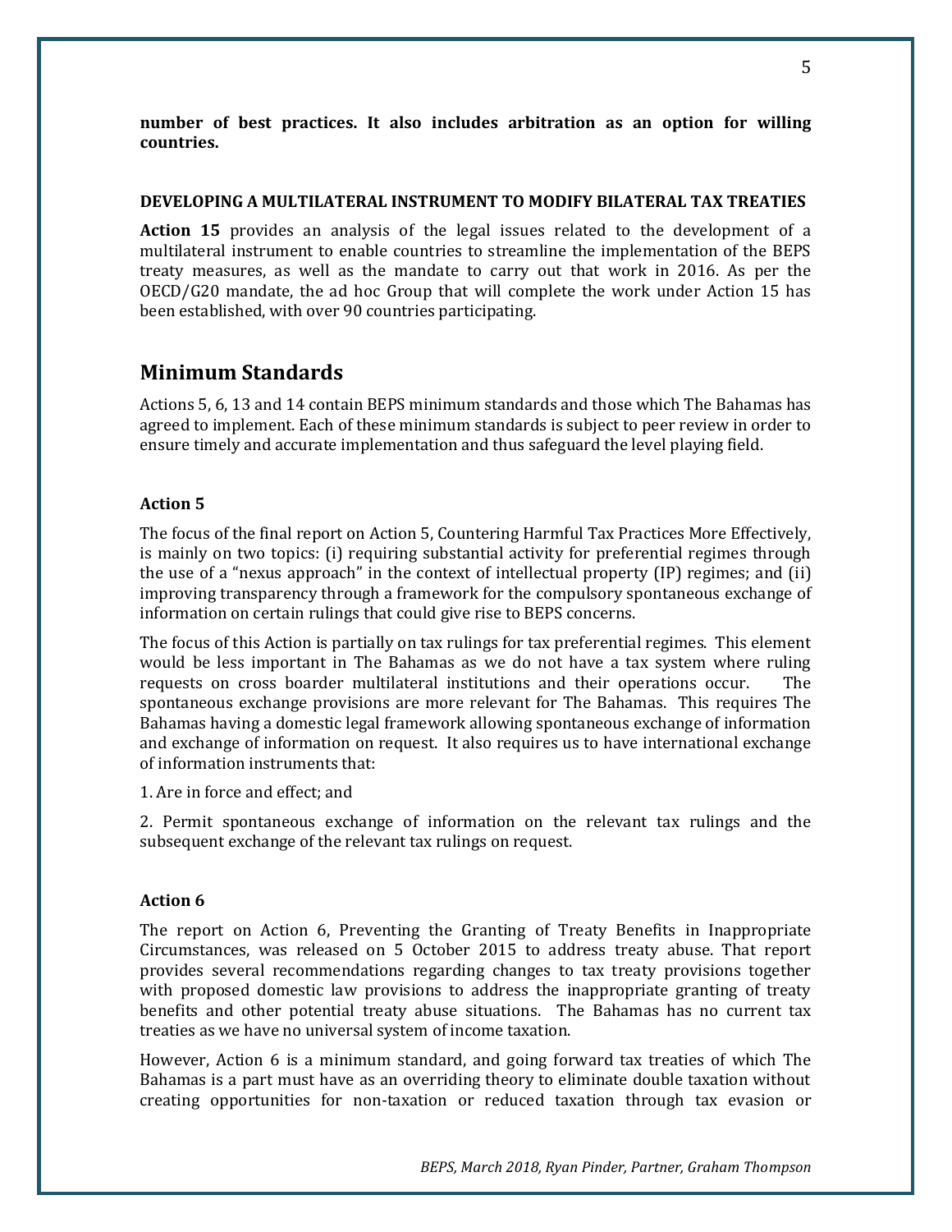**number of best practices. It also includes arbitration as an option for willing countries.**

#### DEVELOPING A MULTILATERAL INSTRUMENT TO MODIFY BILATERAL TAX TREATIES

**Action 15** provides an analysis of the legal issues related to the development of a multilateral instrument to enable countries to streamline the implementation of the BEPS treaty measures, as well as the mandate to carry out that work in 2016. As per the OECD/G20 mandate, the ad hoc Group that will complete the work under Action 15 has been established, with over 90 countries participating.

## Minimum Standards

Actions 5, 6, 13 and 14 contain BEPS minimum standards and those which The Bahamas has agreed to implement. Each of these minimum standards is subject to peer review in order to ensure timely and accurate implementation and thus safeguard the level playing field.

#### Action 5

The focus of the final report on Action 5, Countering Harmful Tax Practices More Effectively, is mainly on two topics: (i) requiring substantial activity for preferential regimes through the use of a "nexus approach" in the context of intellectual property (IP) regimes; and (ii) improving transparency through a framework for the compulsory spontaneous exchange of information on certain rulings that could give rise to BEPS concerns.

The focus of this Action is partially on tax rulings for tax preferential regimes. This element would be less important in The Bahamas as we do not have a tax system where ruling requests on cross boarder multilateral institutions and their operations occur. The spontaneous exchange provisions are more relevant for The Bahamas. This requires The Bahamas having a domestic legal framework allowing spontaneous exchange of information and exchange of information on request. It also requires us to have international exchange of information instruments that:

1. Are in force and effect; and

2. Permit spontaneous exchange of information on the relevant tax rulings and the subsequent exchange of the relevant tax rulings on request.

#### Action 6

The report on Action 6, Preventing the Granting of Treaty Benefits in Inappropriate Circumstances, was released on 5 October 2015 to address treaty abuse. That report provides several recommendations regarding changes to tax treaty provisions together with proposed domestic law provisions to address the inappropriate granting of treaty benefits and other potential treaty abuse situations. The Bahamas has no current tax treaties as we have no universal system of income taxation.

However, Action 6 is a minimum standard, and going forward tax treaties of which The Bahamas is a part must have as an overriding theory to eliminate double taxation without creating opportunities for non-taxation or reduced taxation through tax evasion or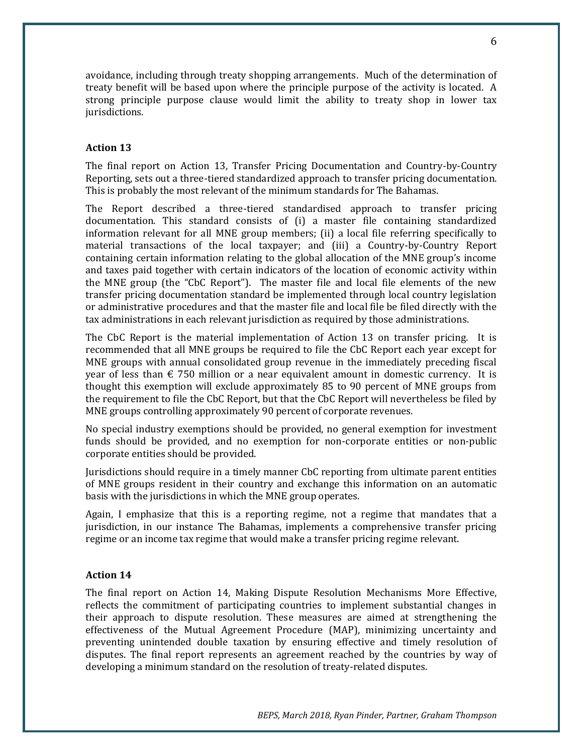avoidance, including through treaty shopping arrangements. Much of the determination of treaty benefit will be based upon where the principle purpose of the activity is located. A strong principle purpose clause would limit the ability to treaty shop in lower tax jurisdictions.

### Action 13

The final report on Action 13, Transfer Pricing Documentation and Country-by-Country Reporting, sets out a three-tiered standardized approach to transfer pricing documentation. This is probably the most relevant of the minimum standards for The Bahamas.

The Report described a three-tiered standardised approach to transfer pricing documentation. This standard consists of (i) a master file containing standardized information relevant for all MNE group members; (ii) a local file referring specifically to material transactions of the local taxpayer; and (iii) a Country-by-Country Report containing certain information relating to the global allocation of the MNE group's income and taxes paid together with certain indicators of the location of economic activity within the MNE group (the "CbC Report"). The master file and local file elements of the new transfer pricing documentation standard be implemented through local country legislation or administrative procedures and that the master file and local file be filed directly with the tax administrations in each relevant jurisdiction as required by those administrations.

The CbC Report is the material implementation of Action 13 on transfer pricing. It is recommended that all MNE groups be required to file the CbC Report each year except for MNE groups with annual consolidated group revenue in the immediately preceding fiscal year of less than € 750 million or a near equivalent amount in domestic currency. It is thought this exemption will exclude approximately 85 to 90 percent of MNE groups from the requirement to file the CbC Report, but that the CbC Report will nevertheless be filed by MNE groups controlling approximately 90 percent of corporate revenues.

No special industry exemptions should be provided, no general exemption for investment funds should be provided, and no exemption for non-corporate entities or non-public corporate entities should be provided.

Jurisdictions should require in a timely manner CbC reporting from ultimate parent entities of MNE groups resident in their country and exchange this information on an automatic basis with the jurisdictions in which the MNE group operates.

Again, I emphasize that this is a reporting regime, not a regime that mandates that a jurisdiction, in our instance The Bahamas, implements a comprehensive transfer pricing regime or an income tax regime that would make a transfer pricing regime relevant.

### Action 14

The final report on Action 14, Making Dispute Resolution Mechanisms More Effective, reflects the commitment of participating countries to implement substantial changes in their approach to dispute resolution. These measures are aimed at strengthening the effectiveness of the Mutual Agreement Procedure (MAP), minimizing uncertainty and preventing unintended double taxation by ensuring effective and timely resolution of disputes. The final report represents an agreement reached by the countries by way of developing a minimum standard on the resolution of treaty-related disputes.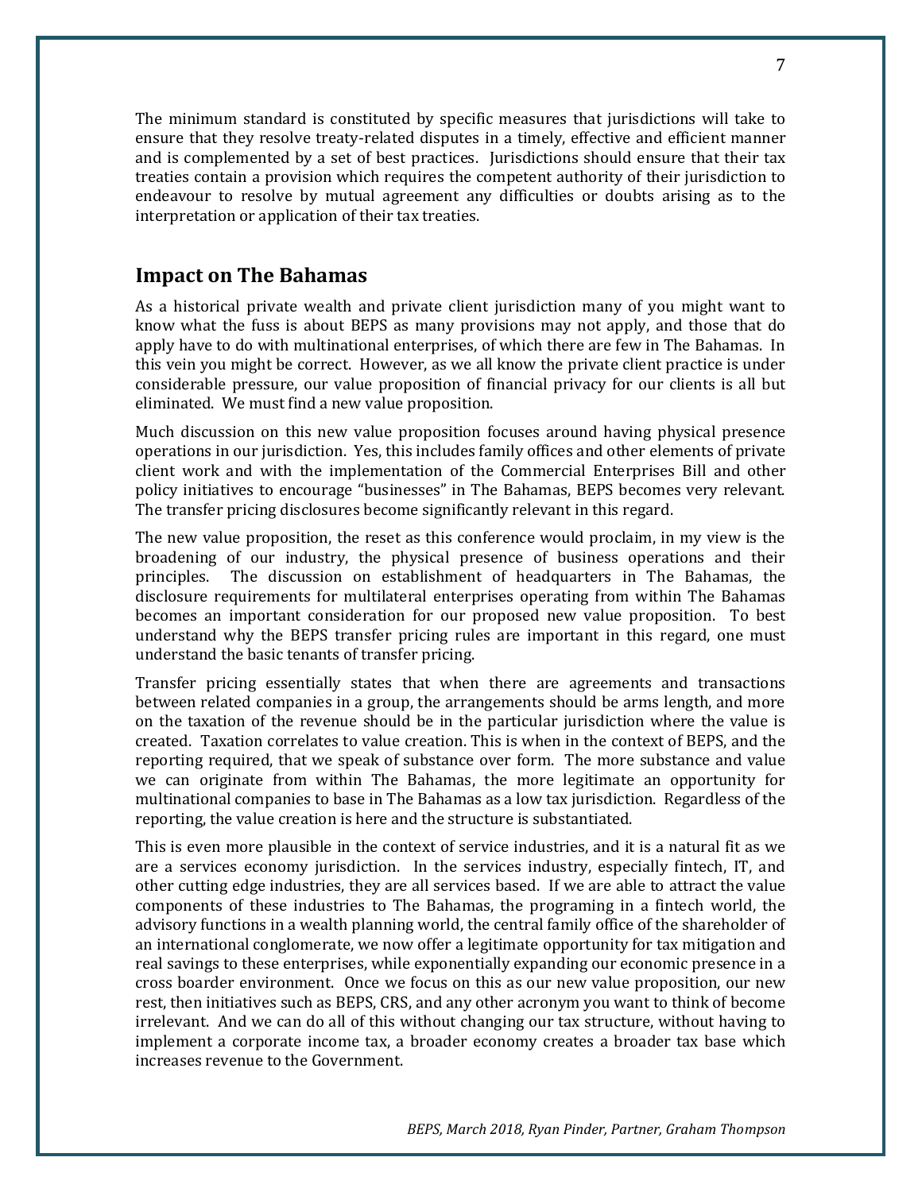The minimum standard is constituted by specific measures that jurisdictions will take to ensure that they resolve treaty-related disputes in a timely, effective and efficient manner and is complemented by a set of best practices. Jurisdictions should ensure that their tax treaties contain a provision which requires the competent authority of their jurisdiction to endeavour to resolve by mutual agreement any difficulties or doubts arising as to the interpretation or application of their tax treaties.

## Impact on The Bahamas

As a historical private wealth and private client jurisdiction many of you might want to know what the fuss is about BEPS as many provisions may not apply, and those that do apply have to do with multinational enterprises, of which there are few in The Bahamas. In this vein you might be correct. However, as we all know the private client practice is under considerable pressure, our value proposition of financial privacy for our clients is all but eliminated. We must find a new value proposition.

Much discussion on this new value proposition focuses around having physical presence operations in our jurisdiction. Yes, this includes family offices and other elements of private client work and with the implementation of the Commercial Enterprises Bill and other policy initiatives to encourage "businesses" in The Bahamas, BEPS becomes very relevant. The transfer pricing disclosures become significantly relevant in this regard.

The new value proposition, the reset as this conference would proclaim, in my view is the broadening of our industry, the physical presence of business operations and their principles. The discussion on establishment of headquarters in The Bahamas, the disclosure requirements for multilateral enterprises operating from within The Bahamas becomes an important consideration for our proposed new value proposition. To best understand why the BEPS transfer pricing rules are important in this regard, one must understand the basic tenants of transfer pricing.

Transfer pricing essentially states that when there are agreements and transactions between related companies in a group, the arrangements should be arms length, and more on the taxation of the revenue should be in the particular jurisdiction where the value is created. Taxation correlates to value creation. This is when in the context of BEPS, and the reporting required, that we speak of substance over form. The more substance and value we can originate from within The Bahamas, the more legitimate an opportunity for multinational companies to base in The Bahamas as a low tax jurisdiction. Regardless of the reporting, the value creation is here and the structure is substantiated.

This is even more plausible in the context of service industries, and it is a natural fit as we are a services economy jurisdiction. In the services industry, especially fintech, IT, and other cutting edge industries, they are all services based. If we are able to attract the value components of these industries to The Bahamas, the programing in a fintech world, the advisory functions in a wealth planning world, the central family office of the shareholder of an international conglomerate, we now offer a legitimate opportunity for tax mitigation and real savings to these enterprises, while exponentially expanding our economic presence in a cross boarder environment. Once we focus on this as our new value proposition, our new rest, then initiatives such as BEPS, CRS, and any other acronym you want to think of become irrelevant. And we can do all of this without changing our tax structure, without having to implement a corporate income tax, a broader economy creates a broader tax base which increases revenue to the Government.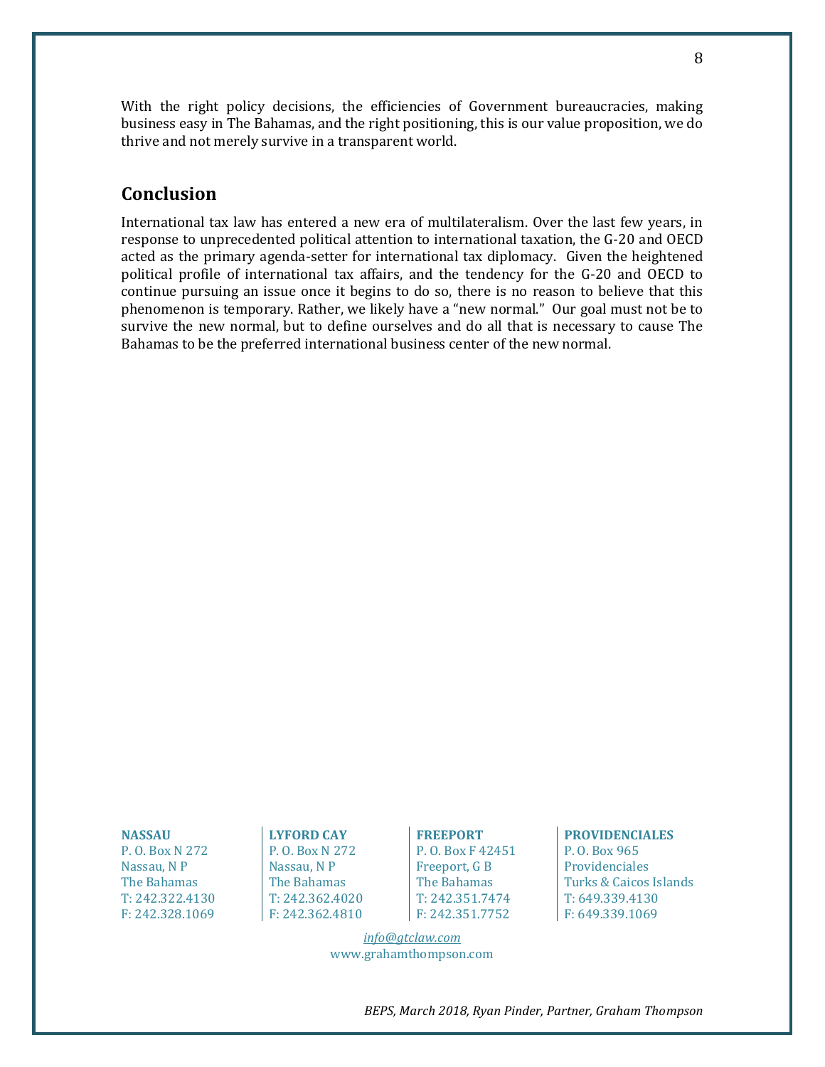With the right policy decisions, the efficiencies of Government bureaucracies, making business easy in The Bahamas, and the right positioning, this is our value proposition, we do thrive and not merely survive in a transparent world.

## Conclusion

International tax law has entered a new era of multilateralism. Over the last few years, in response to unprecedented political attention to international taxation, the G-20 and OECD acted as the primary agenda-setter for international tax diplomacy. Given the heightened political profile of international tax affairs, and the tendency for the G-20 and OECD to continue pursuing an issue once it begins to do so, there is no reason to believe that this phenomenon is temporary. Rather, we likely have a "new normal." Our goal must not be to survive the new normal, but to define ourselves and do all that is necessary to cause The Bahamas to be the preferred international business center of the new normal.

| | | | |
|---|---|---|---|
| **NASSAU** | **LYFORD CAY** | **FREEPORT** | **PROVIDENCIALES** |
| P. O. Box N 272 | P. O. Box N 272 | P. O. Box F 42451 | P. O. Box 965 |
| Nassau, N P | Nassau, N P | Freeport, G B | Providenciales |
| The Bahamas | The Bahamas | The Bahamas | Turks & Caicos Islands |
| T: 242.322.4130 | T: 242.362.4020 | T: 242.351.7474 | T: 649.339.4130 |
| F: 242.328.1069 | F: 242.362.4810 | F: 242.351.7752 | F: 649.339.1069 |

info@gtclaw.com
www.grahamthompson.com

*BEPS, March 2018, Ryan Pinder, Partner, Graham Thompson*